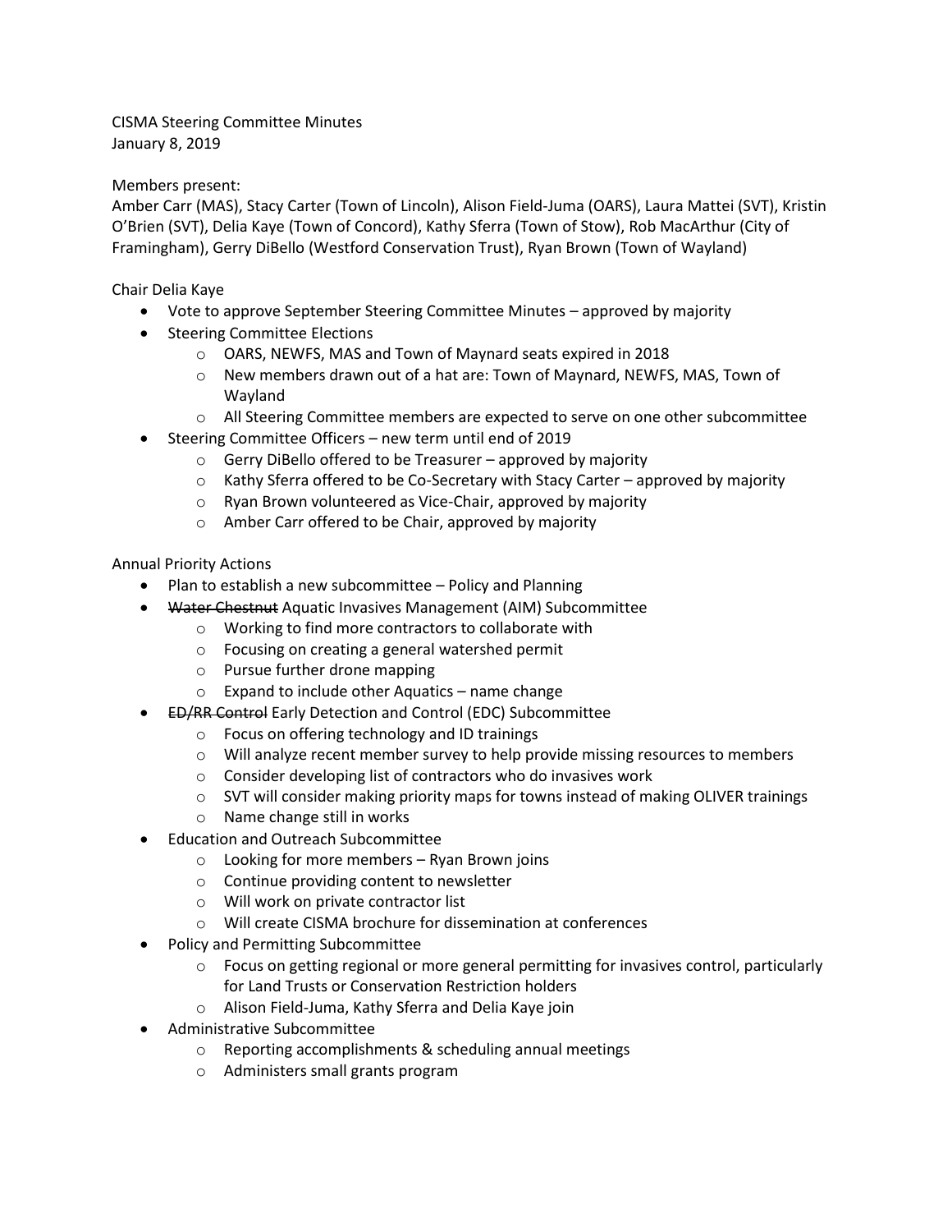CISMA Steering Committee Minutes
January 8, 2019

Members present:
Amber Carr (MAS), Stacy Carter (Town of Lincoln), Alison Field-Juma (OARS), Laura Mattei (SVT), Kristin O'Brien (SVT), Delia Kaye (Town of Concord), Kathy Sferra (Town of Stow), Rob MacArthur (City of Framingham), Gerry DiBello (Westford Conservation Trust), Ryan Brown (Town of Wayland)

Chair Delia Kaye

- Vote to approve September Steering Committee Minutes – approved by majority
- Steering Committee Elections
  - OARS, NEWFS, MAS and Town of Maynard seats expired in 2018
  - New members drawn out of a hat are: Town of Maynard, NEWFS, MAS, Town of Wayland
  - All Steering Committee members are expected to serve on one other subcommittee
- Steering Committee Officers – new term until end of 2019
  - Gerry DiBello offered to be Treasurer – approved by majority
  - Kathy Sferra offered to be Co-Secretary with Stacy Carter – approved by majority
  - Ryan Brown volunteered as Vice-Chair, approved by majority
  - Amber Carr offered to be Chair, approved by majority

Annual Priority Actions

- Plan to establish a new subcommittee – Policy and Planning
- ~~Water Chestnut~~ Aquatic Invasives Management (AIM) Subcommittee
  - Working to find more contractors to collaborate with
  - Focusing on creating a general watershed permit
  - Pursue further drone mapping
  - Expand to include other Aquatics – name change
- ~~ED/RR Control~~ Early Detection and Control (EDC) Subcommittee
  - Focus on offering technology and ID trainings
  - Will analyze recent member survey to help provide missing resources to members
  - Consider developing list of contractors who do invasives work
  - SVT will consider making priority maps for towns instead of making OLIVER trainings
  - Name change still in works
- Education and Outreach Subcommittee
  - Looking for more members – Ryan Brown joins
  - Continue providing content to newsletter
  - Will work on private contractor list
  - Will create CISMA brochure for dissemination at conferences
- Policy and Permitting Subcommittee
  - Focus on getting regional or more general permitting for invasives control, particularly for Land Trusts or Conservation Restriction holders
  - Alison Field-Juma, Kathy Sferra and Delia Kaye join
- Administrative Subcommittee
  - Reporting accomplishments & scheduling annual meetings
  - Administers small grants program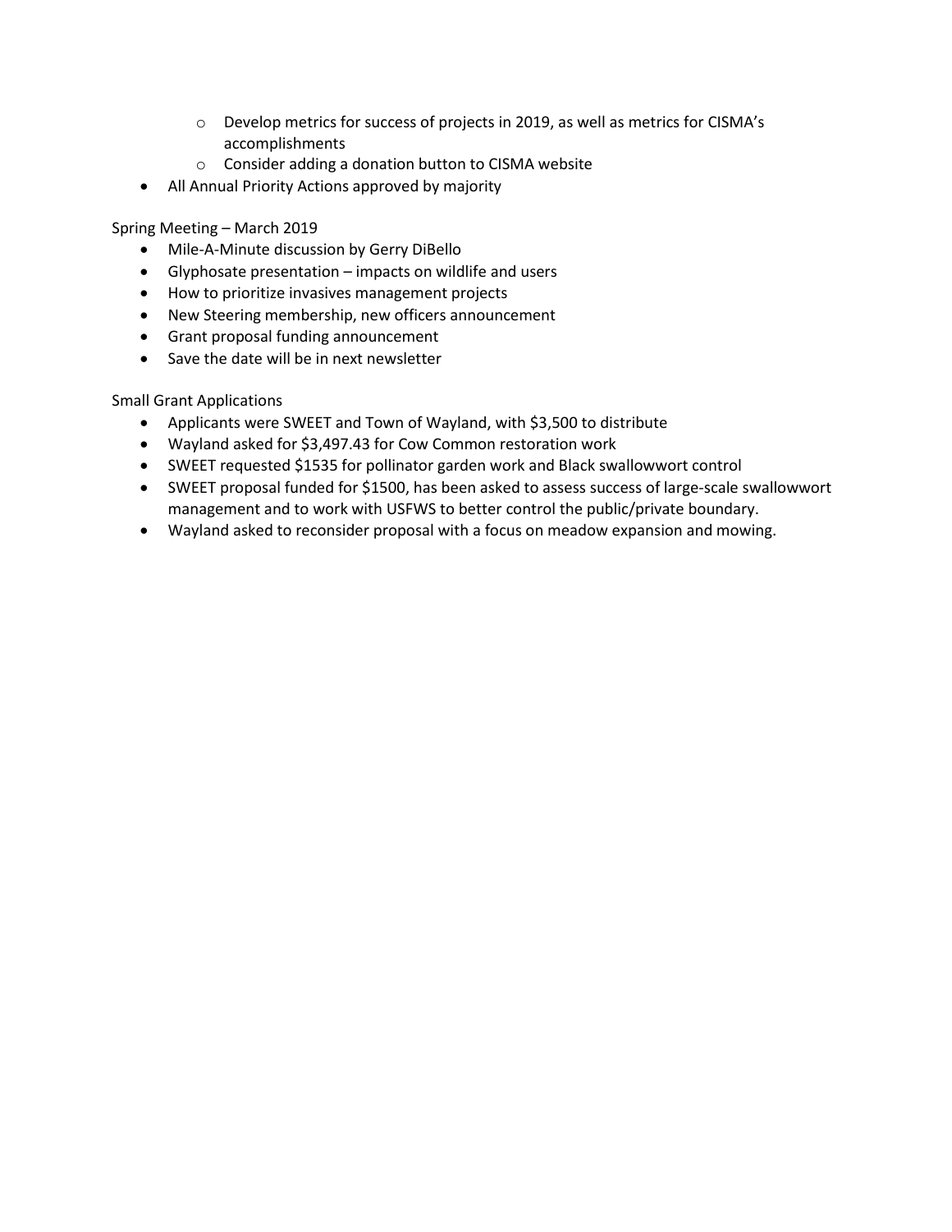- Develop metrics for success of projects in 2019, as well as metrics for CISMA's accomplishments
  - Consider adding a donation button to CISMA website
- All Annual Priority Actions approved by majority

Spring Meeting – March 2019

- Mile-A-Minute discussion by Gerry DiBello
- Glyphosate presentation – impacts on wildlife and users
- How to prioritize invasives management projects
- New Steering membership, new officers announcement
- Grant proposal funding announcement
- Save the date will be in next newsletter

Small Grant Applications

- Applicants were SWEET and Town of Wayland, with $3,500 to distribute
- Wayland asked for $3,497.43 for Cow Common restoration work
- SWEET requested $1535 for pollinator garden work and Black swallowwort control
- SWEET proposal funded for $1500, has been asked to assess success of large-scale swallowwort management and to work with USFWS to better control the public/private boundary.
- Wayland asked to reconsider proposal with a focus on meadow expansion and mowing.